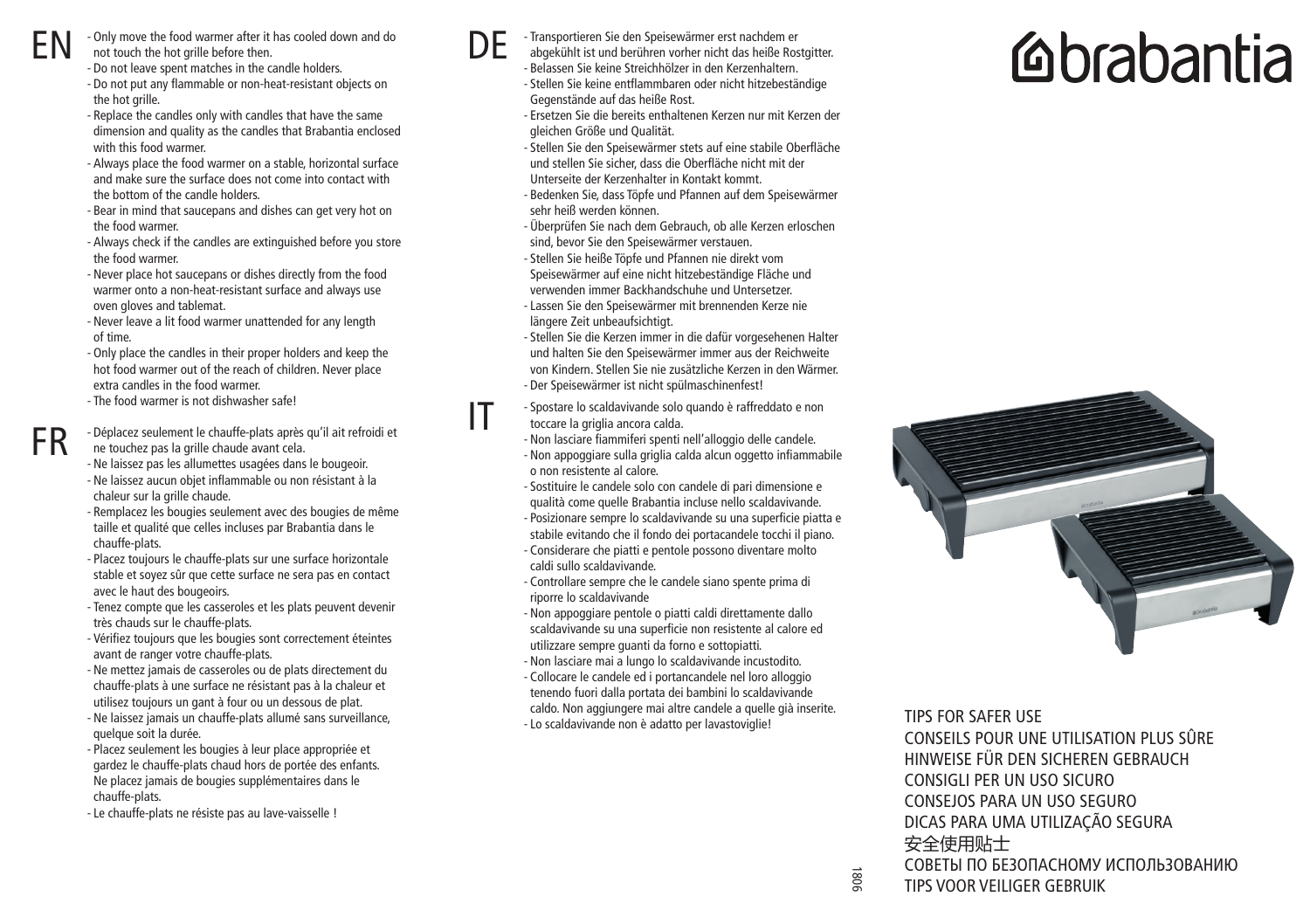# brabantia

## EN

- Only move the food warmer after it has cooled down and do not touch the hot grille before then.
- Do not leave spent matches in the candle holders.
- Do not put any flammable or non-heat-resistant objects on the hot grille.
- Replace the candles only with candles that have the same dimension and quality as the candles that Brabantia enclosed with this food warmer.
- Always place the food warmer on a stable, horizontal surface and make sure the surface does not come into contact with the bottom of the candle holders.
- Bear in mind that saucepans and dishes can get very hot on the food warmer.
- Always check if the candles are extinguished before you store the food warmer.
- Never place hot saucepans or dishes directly from the food warmer onto a non-heat-resistant surface and always use oven gloves and tablemat.
- Never leave a lit food warmer unattended for any length of time.
- Only place the candles in their proper holders and keep the hot food warmer out of the reach of children. Never place extra candles in the food warmer.
- The food warmer is not dishwasher safe!

## FR

- Déplacez seulement le chauffe-plats après qu'il ait refroidi et ne touchez pas la grille chaude avant cela.
- Ne laissez pas les allumettes usagées dans le bougeoir.
- Ne laissez aucun objet inflammable ou non résistant à la chaleur sur la grille chaude.
- Remplacez les bougies seulement avec des bougies de même taille et qualité que celles incluses par Brabantia dans le chauffe-plats.
- Placez toujours le chauffe-plats sur une surface horizontale stable et soyez sûr que cette surface ne sera pas en contact avec le haut des bougeoirs.
- Tenez compte que les casseroles et les plats peuvent devenir très chauds sur le chauffe-plats.
- Vérifiez toujours que les bougies sont correctement éteintes avant de ranger votre chauffe-plats.
- Ne mettez jamais de casseroles ou de plats directement du chauffe-plats à une surface ne résistant pas à la chaleur et utilisez toujours un gant à four ou un dessous de plat.
- Ne laissez jamais un chauffe-plats allumé sans surveillance, quelque soit la durée.
- Placez seulement les bougies à leur place appropriée et gardez le chauffe-plats chaud hors de portée des enfants. Ne placez jamais de bougies supplémentaires dans le chauffe-plats.
- Le chauffe-plats ne résiste pas au lave-vaisselle !

## DE

- Transportieren Sie den Speisewärmer erst nachdem er abgekühlt ist und berühren vorher nicht das heiße Rostgitter.
- Belassen Sie keine Streichhölzer in den Kerzenhaltern.
- Stellen Sie keine entflammbaren oder nicht hitzebeständige Gegenstände auf das heiße Rost.
- Ersetzen Sie die bereits enthaltenen Kerzen nur mit Kerzen der gleichen Größe und Qualität.
- Stellen Sie den Speisewärmer stets auf eine stabile Oberfläche und stellen Sie sicher, dass die Oberfläche nicht mit der Unterseite der Kerzenhalter in Kontakt kommt.
- Bedenken Sie, dass Töpfe und Pfannen auf dem Speisewärmer sehr heiß werden können.
- Überprüfen Sie nach dem Gebrauch, ob alle Kerzen erloschen sind, bevor Sie den Speisewärmer verstauen.
- Stellen Sie heiße Töpfe und Pfannen nie direkt vom Speisewärmer auf eine nicht hitzebeständige Fläche und verwenden immer Backhandschuhe und Untersetzer.
- Lassen Sie den Speisewärmer mit brennenden Kerze nie längere Zeit unbeaufsichtigt.
- Stellen Sie die Kerzen immer in die dafür vorgesehenen Halter und halten Sie den Speisewärmer immer aus der Reichweite von Kindern. Stellen Sie nie zusätzliche Kerzen in den Wärmer.
- Der Speisewärmer ist nicht spülmaschinenfest!

## IT

- Spostare lo scaldavivande solo quando è raffreddato e non toccare la griglia ancora calda.
- Non lasciare fiammiferi spenti nell'alloggio delle candele.
- Non appoggiare sulla griglia calda alcun oggetto infiammabile o non resistente al calore.
- Sostituire le candele solo con candele di pari dimensione e qualità come quelle Brabantia incluse nello scaldavivande.
- Posizionare sempre lo scaldavivande su una superficie piatta e stabile evitando che il fondo dei portacandele tocchi il piano.
- Considerare che piatti e pentole possono diventare molto caldi sullo scaldavivande.
- Controllare sempre che le candele siano spente prima di riporre lo scaldavivande
- Non appoggiare pentole o piatti caldi direttamente dallo scaldavivande su una superficie non resistente al calore ed utilizzare sempre guanti da forno e sottopiatti.
- Non lasciare mai a lungo lo scaldavivande incustodito.
- Collocare le candele ed i portancandele nel loro alloggio tenendo fuori dalla portata dei bambini lo scaldavivande caldo. Non aggiungere mai altre candele a quelle già inserite.
- Lo scaldavivande non è adatto per lavastoviglie!

TIPS FOR SAFER USE
CONSEILS POUR UNE UTILISATION PLUS SÛRE
HINWEISE FÜR DEN SICHEREN GEBRAUCH
CONSIGLI PER UN USO SICURO
CONSEJOS PARA UN USO SEGURO
DICAS PARA UMA UTILIZAÇÃO SEGURA
安全使用贴士
СОВЕТЫ ПО БЕЗОПАСНОМУ ИСПОЛЬЗОВАНИЮ
TIPS VOOR VEILIGER GEBRUIK

1806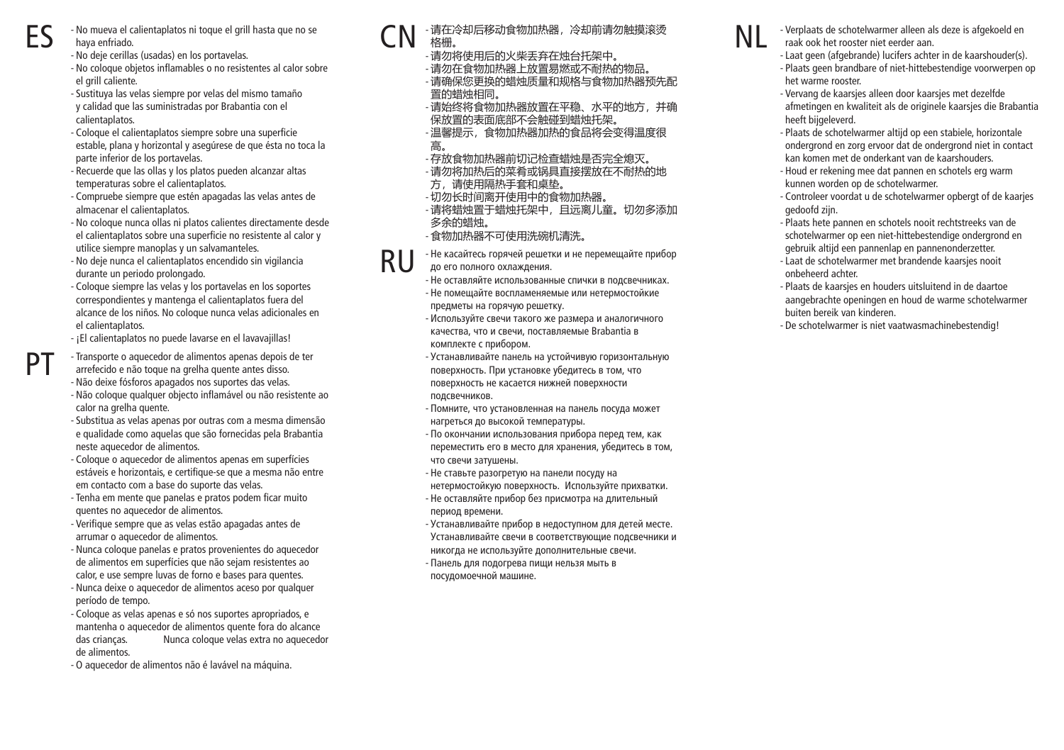# ES

- No mueva el calientaplatos ni toque el grill hasta que no se haya enfriado.
- No deje cerillas (usadas) en los portavelas.
- No coloque objetos inflamables o no resistentes al calor sobre el grill caliente.
- Sustituya las velas siempre por velas del mismo tamaño y calidad que las suministradas por Brabantia con el calientaplatos.
- Coloque el calientaplatos siempre sobre una superficie estable, plana y horizontal y asegúrese de que ésta no toca la parte inferior de los portavelas.
- Recuerde que las ollas y los platos pueden alcanzar altas temperaturas sobre el calientaplatos.
- Compruebe siempre que estén apagadas las velas antes de almacenar el calientaplatos.
- No coloque nunca ollas ni platos calientes directamente desde el calientaplatos sobre una superficie no resistente al calor y utilice siempre manoplas y un salvamanteles.
- No deje nunca el calientaplatos encendido sin vigilancia durante un periodo prolongado.
- Coloque siempre las velas y los portavelas en los soportes correspondientes y mantenga el calientaplatos fuera del alcance de los niños. No coloque nunca velas adicionales en el calientaplatos.
- ¡El calientaplatos no puede lavarse en el lavavajillas!

# PT

- Transporte o aquecedor de alimentos apenas depois de ter arrefecido e não toque na grelha quente antes disso.
- Não deixe fósforos apagados nos suportes das velas.
- Não coloque qualquer objecto inflamável ou não resistente ao calor na grelha quente.
- Substitua as velas apenas por outras com a mesma dimensão e qualidade como aquelas que são fornecidas pela Brabantia neste aquecedor de alimentos.
- Coloque o aquecedor de alimentos apenas em superfícies estáveis e horizontais, e certifique-se que a mesma não entre em contacto com a base do suporte das velas.
- Tenha em mente que panelas e pratos podem ficar muito quentes no aquecedor de alimentos.
- Verifique sempre que as velas estão apagadas antes de arrumar o aquecedor de alimentos.
- Nunca coloque panelas e pratos provenientes do aquecedor de alimentos em superfícies que não sejam resistentes ao calor, e use sempre luvas de forno e bases para quentes.
- Nunca deixe o aquecedor de alimentos aceso por qualquer período de tempo.
- Coloque as velas apenas e só nos suportes apropriados, e mantenha o aquecedor de alimentos quente fora do alcance das crianças. Nunca coloque velas extra no aquecedor de alimentos.
- O aquecedor de alimentos não é lavável na máquina.

# CN

- 请在冷却后移动食物加热器，冷却前请勿触摸滚烫格栅。
- 请勿将使用后的火柴丢弃在烛台托架中。
- 请勿在食物加热器上放置易燃或不耐热的物品。
- 请确保您更换的蜡烛质量和规格与食物加热器预先配置的蜡烛相同。
- 请始终将食物加热器放置在平稳、水平的地方，并确保放置的表面底部不会触碰到蜡烛托架。
- 温馨提示，食物加热器加热的食品将会变得温度很高。
- 存放食物加热器前切记检查蜡烛是否完全熄灭。
- 请勿将加热后的菜肴或锅具直接摆放在不耐热的地方，请使用隔热手套和桌垫。
- 切勿长时间离开使用中的食物加热器。
- 请将蜡烛置于蜡烛托架中，且远离儿童。切勿多添加多余的蜡烛。
- 食物加热器不可使用洗碗机清洗。

# RU

- Не касайтесь горячей решетки и не перемещайте прибор до его полного охлаждения.
- Не оставляйте использованные спички в подсвечниках.
- Не помещайте воспламеняемые или нетермостойкие предметы на горячую решетку.
- Используйте свечи такого же размера и аналогичного качества, что и свечи, поставляемые Brabantia в комплекте с прибором.
- Устанавливайте панель на устойчивую горизонтальную поверхность. При установке убедитесь в том, что поверхность не касается нижней поверхности подсвечников.
- Помните, что установленная на панель посуда может нагреться до высокой температуры.
- По окончании использования прибора перед тем, как переместить его в место для хранения, убедитесь в том, что свечи затушены.
- Не ставьте разогретую на панели посуду на нетермостойкую поверхность. Используйте прихватки.
- Не оставляйте прибор без присмотра на длительный период времени.
- Устанавливайте прибор в недоступном для детей месте. Устанавливайте свечи в соответствующие подсвечники и никогда не используйте дополнительные свечи.
- Панель для подогрева пищи нельзя мыть в посудомоечной машине.

# NL

- Verplaats de schotelwarmer alleen als deze is afgekoeld en raak ook het rooster niet eerder aan.
- Laat geen (afgebrande) lucifers achter in de kaarshouder(s).
- Plaats geen brandbare of niet-hittebestendige voorwerpen op het warme rooster.
- Vervang de kaarsjes alleen door kaarsjes met dezelfde afmetingen en kwaliteit als de originele kaarsjes die Brabantia heeft bijgeleverd.
- Plaats de schotelwarmer altijd op een stabiele, horizontale ondergrond en zorg ervoor dat de ondergrond niet in contact kan komen met de onderkant van de kaarshouders.
- Houd er rekening mee dat pannen en schotels erg warm kunnen worden op de schotelwarmer.
- Controleer voordat u de schotelwarmer opbergt of de kaarjes gedoofd zijn.
- Plaats hete pannen en schotels nooit rechtstreeks van de schotelwarmer op een niet-hittebestendige ondergrond en gebruik altijd een pannenlap en pannenonderzetter.
- Laat de schotelwarmer met brandende kaarsjes nooit onbeheerd achter.
- Plaats de kaarsjes en houders uitsluitend in de daartoe aangebrachte openingen en houd de warme schotelwarmer buiten bereik van kinderen.
- De schotelwarmer is niet vaatwasmachinebestendig!